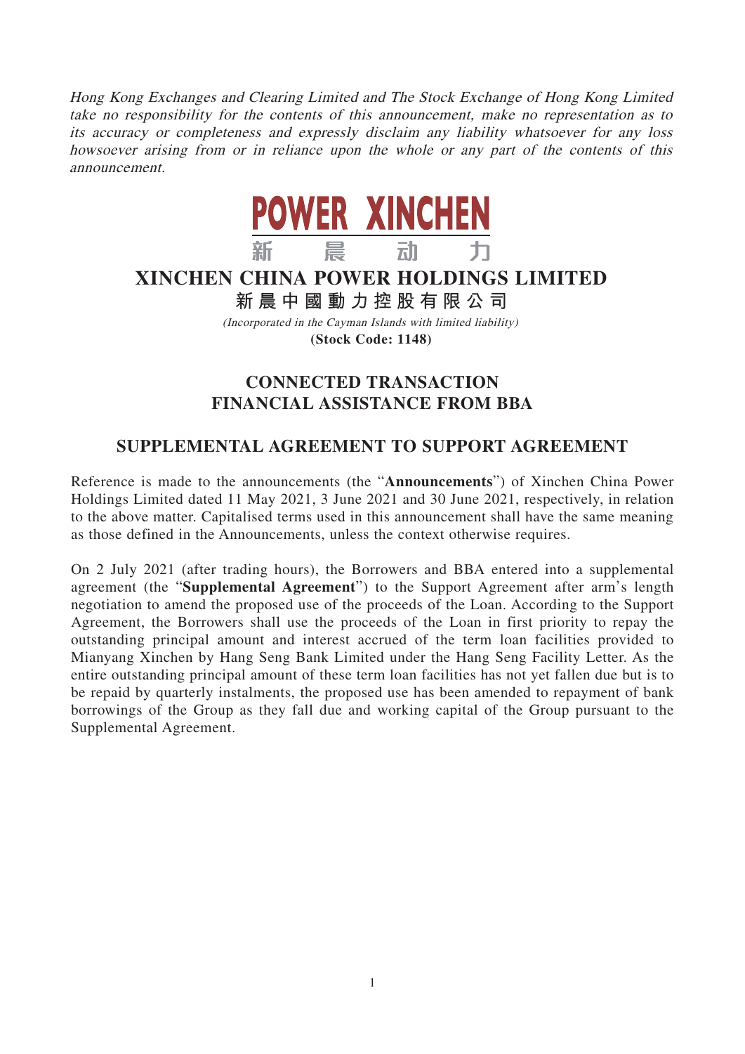*Hong Kong Exchanges and Clearing Limited and The Stock Exchange of Hong Kong Limited take no responsibility for the contents of this announcement, make no representation as to its accuracy or completeness and expressly disclaim any liability whatsoever for any loss howsoever arising from or in reliance upon the whole or any part of the contents of this announcement.*

POWER XINCHEN
新 晨 动 力

# XINCHEN CHINA POWER HOLDINGS LIMITED

**新晨中國動力控股有限公司**

*(Incorporated in the Cayman Islands with limited liability)*

**(Stock Code: 1148)**

## CONNECTED TRANSACTION
## FINANCIAL ASSISTANCE FROM BBA

## SUPPLEMENTAL AGREEMENT TO SUPPORT AGREEMENT

Reference is made to the announcements (the "**Announcements**") of Xinchen China Power Holdings Limited dated 11 May 2021, 3 June 2021 and 30 June 2021, respectively, in relation to the above matter. Capitalised terms used in this announcement shall have the same meaning as those defined in the Announcements, unless the context otherwise requires.

On 2 July 2021 (after trading hours), the Borrowers and BBA entered into a supplemental agreement (the "**Supplemental Agreement**") to the Support Agreement after arm's length negotiation to amend the proposed use of the proceeds of the Loan. According to the Support Agreement, the Borrowers shall use the proceeds of the Loan in first priority to repay the outstanding principal amount and interest accrued of the term loan facilities provided to Mianyang Xinchen by Hang Seng Bank Limited under the Hang Seng Facility Letter. As the entire outstanding principal amount of these term loan facilities has not yet fallen due but is to be repaid by quarterly instalments, the proposed use has been amended to repayment of bank borrowings of the Group as they fall due and working capital of the Group pursuant to the Supplemental Agreement.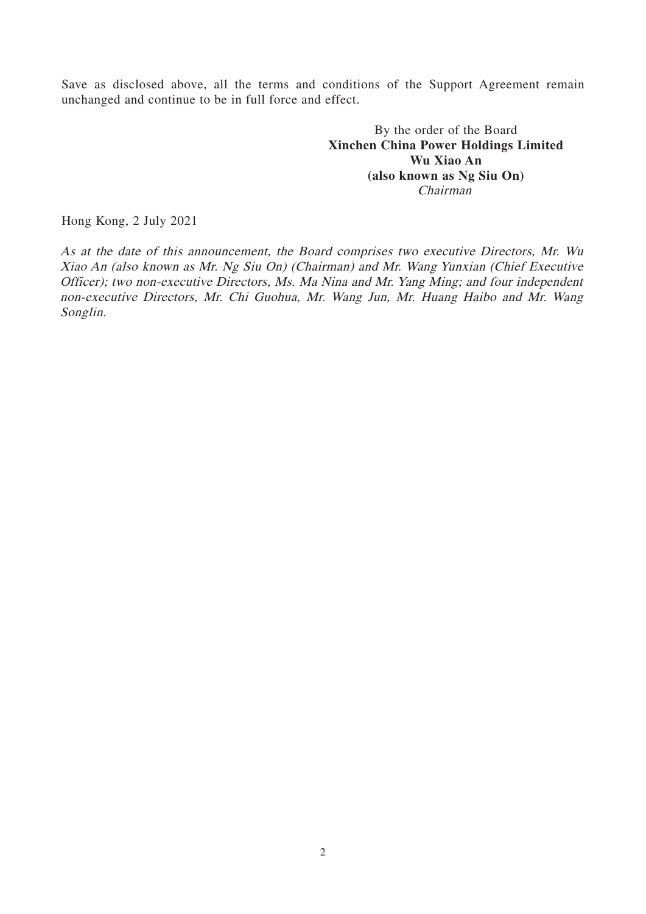Save as disclosed above, all the terms and conditions of the Support Agreement remain unchanged and continue to be in full force and effect.

By the order of the Board
**Xinchen China Power Holdings Limited**
**Wu Xiao An**
**(also known as Ng Siu On)**
*Chairman*

Hong Kong, 2 July 2021

*As at the date of this announcement, the Board comprises two executive Directors, Mr. Wu Xiao An (also known as Mr. Ng Siu On) (Chairman) and Mr. Wang Yunxian (Chief Executive Officer); two non-executive Directors, Ms. Ma Nina and Mr. Yang Ming; and four independent non-executive Directors, Mr. Chi Guohua, Mr. Wang Jun, Mr. Huang Haibo and Mr. Wang Songlin.*